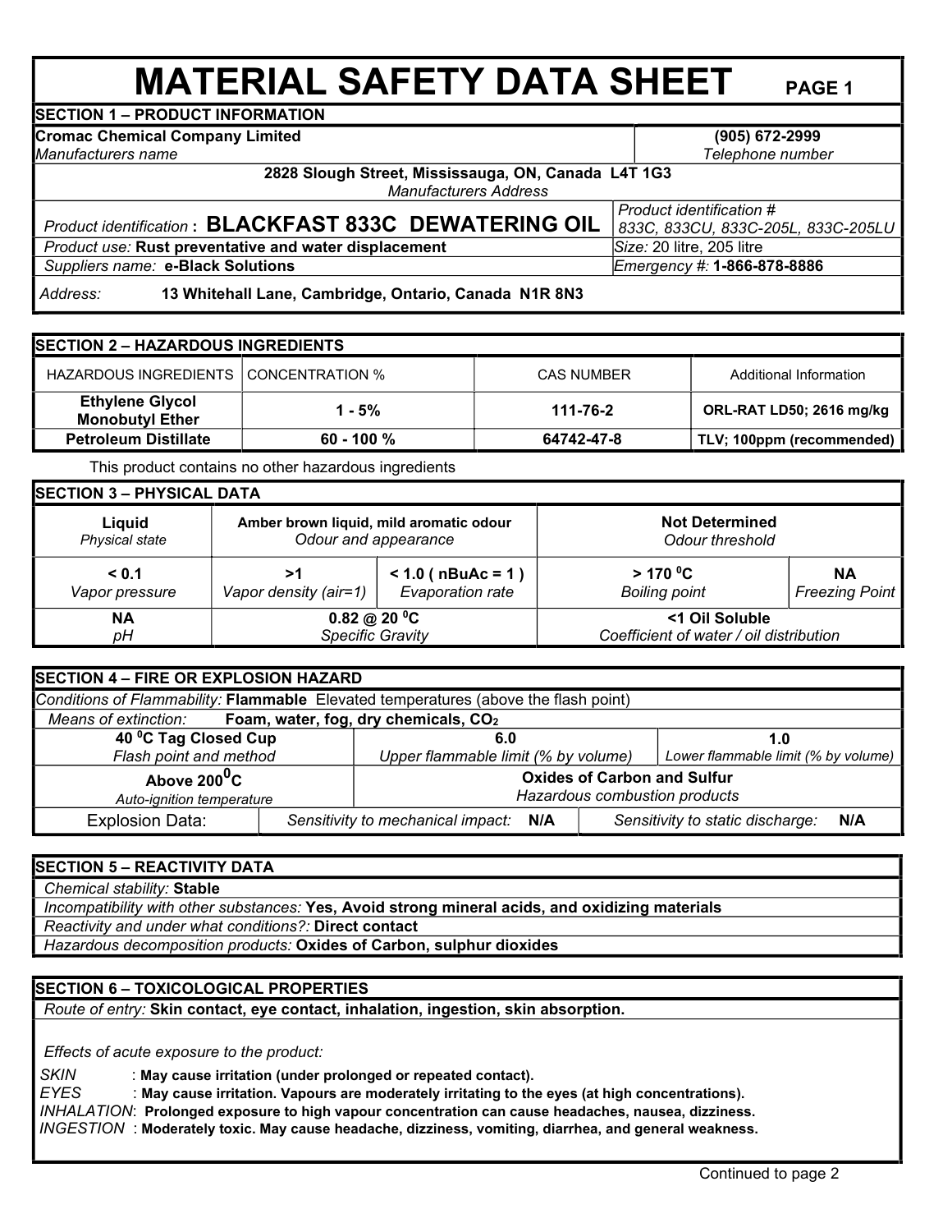# MATERIAL SAFETY DATA SHEET

## SECTION 1 – PRODUCT INFORMATION

| | |
|---|---|
| **Cromac Chemical Company Limited**<br>*Manufacturers name* | **(905) 672-2999**<br>*Telephone number* |
| **2828 Slough Street, Mississauga, ON, Canada L4T 1G3**<br>*Manufacturers Address* | |
| *Product identification* **: BLACKFAST 833C DEWATERING OIL** | *Product identification #*<br>*833C, 833CU, 833C-205L, 833C-205LU* |
| *Product use:* **Rust preventative and water displacement** | *Size:* 20 litre, 205 litre |
| *Suppliers name:* **e-Black Solutions** | *Emergency #:* **1-866-878-8886** |
| *Address:* **13 Whitehall Lane, Cambridge, Ontario, Canada N1R 8N3** | |

## SECTION 2 – HAZARDOUS INGREDIENTS

| HAZARDOUS INGREDIENTS | CONCENTRATION % | CAS NUMBER | Additional Information |
|---|---|---|---|
| **Ethylene Glycol Monobutyl Ether** | **1 - 5%** | **111-76-2** | **ORL-RAT LD50; 2616 mg/kg** |
| **Petroleum Distillate** | **60 - 100 %** | **64742-47-8** | **TLV; 100ppm (recommended)** |

This product contains no other hazardous ingredients

## SECTION 3 – PHYSICAL DATA

| | | | | |
|---|---|---|---|---|
| **Liquid**<br>*Physical state* | **Amber brown liquid, mild aromatic odour**<br>*Odour and appearance* | | **Not Determined**<br>*Odour threshold* | |
| **< 0.1**<br>*Vapor pressure* | **>1**<br>*Vapor density (air=1)* | **< 1.0 ( nBuAc = 1 )**<br>*Evaporation rate* | **> 170 $^0$C**<br>*Boiling point* | **NA**<br>*Freezing Point* |
| **NA**<br>*pH* | **0.82 @ 20 $^0$C**<br>*Specific Gravity* | | **<1 Oil Soluble**<br>*Coefficient of water / oil distribution* | |

## SECTION 4 – FIRE OR EXPLOSION HAZARD

*Conditions of Flammability:* **Flammable** Elevated temperatures (above the flash point)

*Means of extinction:* **Foam, water, fog, dry chemicals, $CO_2$**

| | | |
|---|---|---|
| **40 $^0$C Tag Closed Cup**<br>*Flash point and method* | **6.0**<br>*Upper flammable limit (% by volume)* | **1.0**<br>*Lower flammable limit (% by volume)* |
| **Above 200$^0$C**<br>*Auto-ignition temperature* | **Oxides of Carbon and Sulfur**<br>*Hazardous combustion products* | |
| Explosion Data: | *Sensitivity to mechanical impact:* **N/A** | *Sensitivity to static discharge:* **N/A** |

## SECTION 5 – REACTIVITY DATA

*Chemical stability:* **Stable**

*Incompatibility with other substances:* **Yes, Avoid strong mineral acids, and oxidizing materials**

*Reactivity and under what conditions?:* **Direct contact**

*Hazardous decomposition products:* **Oxides of Carbon, sulphur dioxides**

## SECTION 6 – TOXICOLOGICAL PROPERTIES

*Route of entry:* **Skin contact, eye contact, inhalation, ingestion, skin absorption.**

*Effects of acute exposure to the product:*

*SKIN* : **May cause irritation (under prolonged or repeated contact).**

*EYES* : **May cause irritation. Vapours are moderately irritating to the eyes (at high concentrations).**

*INHALATION*: **Prolonged exposure to high vapour concentration can cause headaches, nausea, dizziness.**

*INGESTION* : **Moderately toxic. May cause headache, dizziness, vomiting, diarrhea, and general weakness.**

Continued to page 2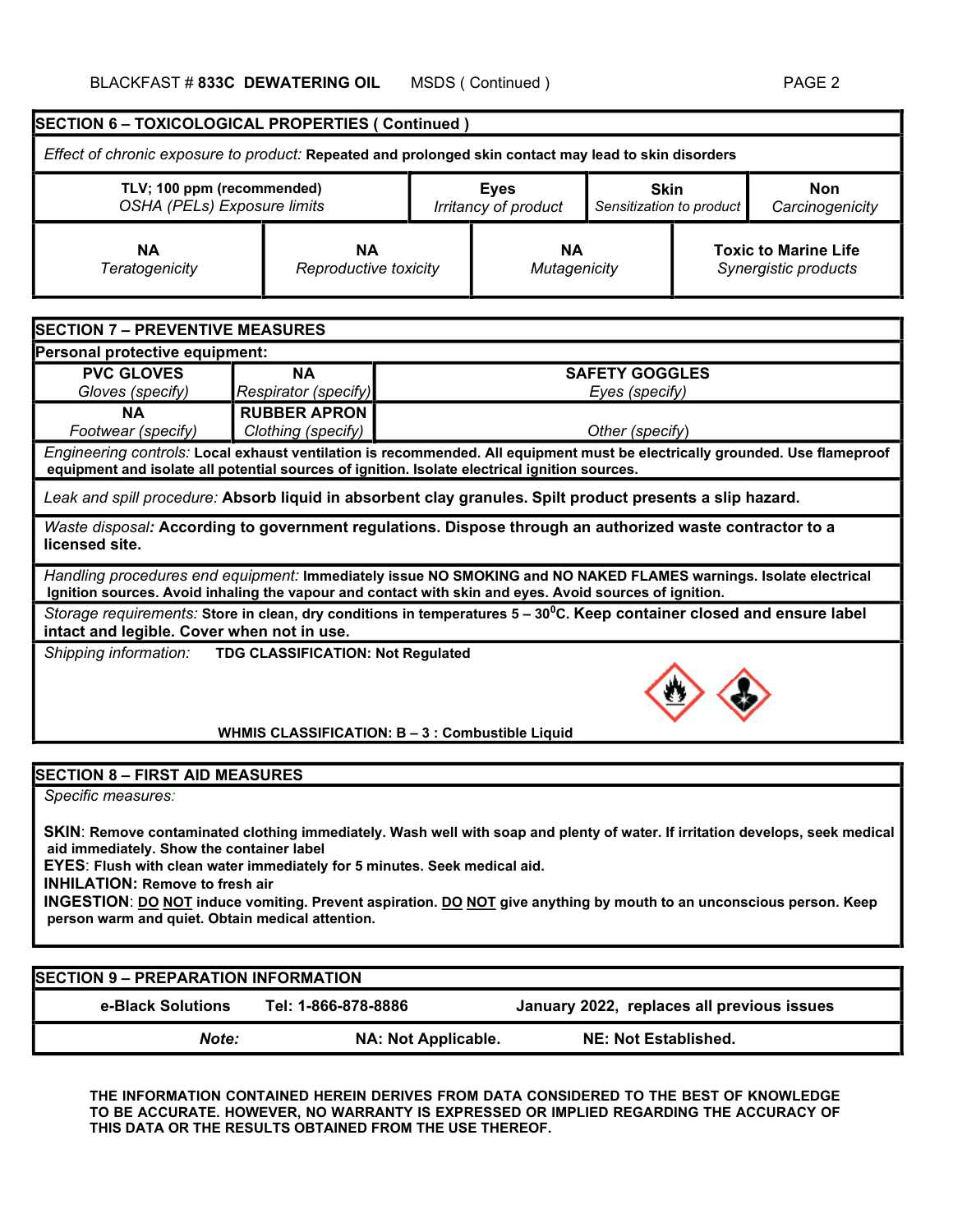## SECTION 6 – TOXICOLOGICAL PROPERTIES ( Continued )

*Effect of chronic exposure to product:* **Repeated and prolonged skin contact may lead to skin disorders**

| | | | |
|---|---|---|---|
| **TLV; 100 ppm (recommended)** *OSHA (PELs) Exposure limits* | **Eyes** *Irritancy of product* | **Skin** *Sensitization to product* | **Non** *Carcinogenicity* |
| **NA** *Teratogenicity* | **NA** *Reproductive toxicity* | **NA** *Mutagenicity* | **Toxic to Marine Life** *Synergistic products* |

## SECTION 7 – PREVENTIVE MEASURES

**Personal protective equipment:**

| | | |
|---|---|---|
| **PVC GLOVES** *Gloves (specify)* | **NA** *Respirator (specify)* | **SAFETY GOGGLES** *Eyes (specify)* |
| **NA** *Footwear (specify)* | **RUBBER APRON** *Clothing (specify)* | *Other (specify)* |

*Engineering controls:* **Local exhaust ventilation is recommended. All equipment must be electrically grounded. Use flameproof equipment and isolate all potential sources of ignition. Isolate electrical ignition sources.**

*Leak and spill procedure:* **Absorb liquid in absorbent clay granules. Spilt product presents a slip hazard.**

*Waste disposal:* **According to government regulations. Dispose through an authorized waste contractor to a licensed site.**

*Handling procedures end equipment:* **Immediately issue NO SMOKING and NO NAKED FLAMES warnings. Isolate electrical Ignition sources. Avoid inhaling the vapour and contact with skin and eyes. Avoid sources of ignition.**

*Storage requirements:* **Store in clean, dry conditions in temperatures 5 – 30$^{0}$C. Keep container closed and ensure label intact and legible. Cover when not in use.**

*Shipping information:* **TDG CLASSIFICATION: Not Regulated**

**WHMIS CLASSIFICATION: B – 3 : Combustible Liquid**

## SECTION 8 – FIRST AID MEASURES

*Specific measures:*

**SKIN**: **Remove contaminated clothing immediately. Wash well with soap and plenty of water. If irritation develops, seek medical aid immediately. Show the container label**

**EYES**: **Flush with clean water immediately for 5 minutes. Seek medical aid.**

**INHILATION: Remove to fresh air**

**INGESTION**: **DO NOT induce vomiting. Prevent aspiration. DO NOT give anything by mouth to an unconscious person. Keep person warm and quiet. Obtain medical attention.**

## SECTION 9 – PREPARATION INFORMATION

| | | |
|---|---|---|
| **e-Black Solutions** | **Tel: 1-866-878-8886** | **January 2022, replaces all previous issues** |
| ***Note:*** | **NA: Not Applicable.** | **NE: Not Established.** |

**THE INFORMATION CONTAINED HEREIN DERIVES FROM DATA CONSIDERED TO THE BEST OF KNOWLEDGE TO BE ACCURATE. HOWEVER, NO WARRANTY IS EXPRESSED OR IMPLIED REGARDING THE ACCURACY OF THIS DATA OR THE RESULTS OBTAINED FROM THE USE THEREOF.**